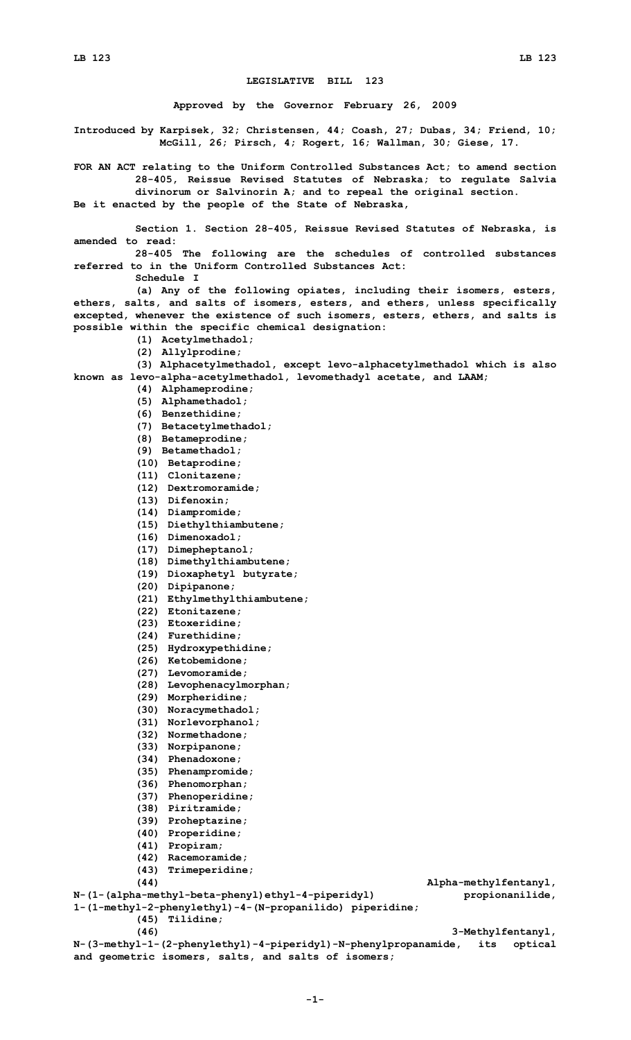# LEGISLATIVE BILL 123

**Approved by the Governor February 26, 2009**

**Introduced by Karpisek, 32; Christensen, 44; Coash, 27; Dubas, 34; Friend, 10; McGill, 26; Pirsch, 4; Rogert, 16; Wallman, 30; Giese, 17.**

FOR AN ACT relating to the Uniform Controlled Substances Act; to amend section 28-405, Reissue Revised Statutes of Nebraska; to regulate Salvia divinorum or Salvinorin A; and to repeal the original section.

Be it enacted by the people of the State of Nebraska,

Section 1. Section 28-405, Reissue Revised Statutes of Nebraska, is amended to read:

28-405 The following are the schedules of controlled substances referred to in the Uniform Controlled Substances Act:

Schedule I

(a) Any of the following opiates, including their isomers, esters, ethers, salts, and salts of isomers, esters, and ethers, unless specifically excepted, whenever the existence of such isomers, esters, ethers, and salts is possible within the specific chemical designation:

(1) Acetylmethadol;

(2) Allylprodine;

(3) Alphacetylmethadol, except levo-alphacetylmethadol which is also known as levo-alpha-acetylmethadol, levomethadyl acetate, and LAAM;

(4) Alphameprodine;

(5) Alphamethadol;

(6) Benzethidine;

(7) Betacetylmethadol;

(8) Betameprodine;

(9) Betamethadol;

(10) Betaprodine;

(11) Clonitazene;

(12) Dextromoramide;

(13) Difenoxin;

(14) Diampromide;

(15) Diethylthiambutene;

(16) Dimenoxadol;

(17) Dimepheptanol;

(18) Dimethylthiambutene;

(19) Dioxaphetyl butyrate;

(20) Dipipanone;

(21) Ethylmethylthiambutene;

(22) Etonitazene;

(23) Etoxeridine;

(24) Furethidine;

(25) Hydroxypethidine;

(26) Ketobemidone;

(27) Levomoramide;

(28) Levophenacylmorphan;

(29) Morpheridine;

(30) Noracymethadol;

(31) Norlevorphanol;

(32) Normethadone;

(33) Norpipanone;

(34) Phenadoxone;

(35) Phenampromide;

(36) Phenomorphan;

(37) Phenoperidine;

(38) Piritramide;

(39) Proheptazine;

(40) Properidine;

(41) Propiram;

(42) Racemoramide;

(43) Trimeperidine;

(44) Alpha-methylfentanyl, N-(1-(alpha-methyl-beta-phenyl)ethyl-4-piperidyl) propionanilide, 1-(1-methyl-2-phenylethyl)-4-(N-propanilido) piperidine;

(45) Tilidine;

(46) 3-Methylfentanyl, N-(3-methyl-1-(2-phenylethyl)-4-piperidyl)-N-phenylpropanamide, its optical and geometric isomers, salts, and salts of isomers;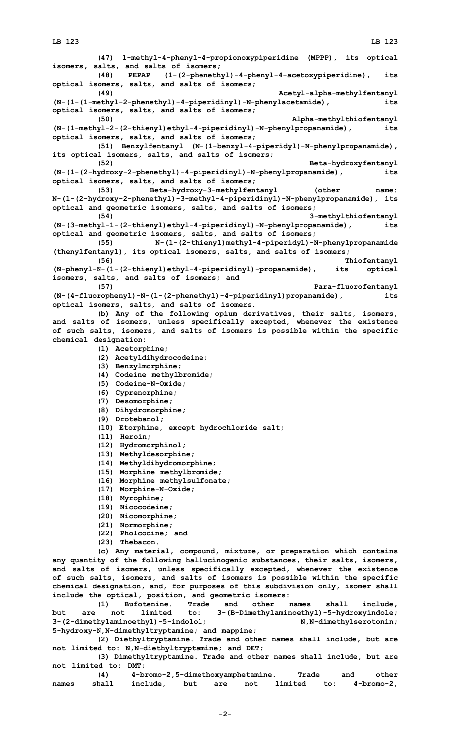(47) 1-methyl-4-phenyl-4-propionoxypiperidine (MPPP), its optical isomers, salts, and salts of isomers;

(48) PEPAP (1-(2-phenethyl)-4-phenyl-4-acetoxypiperidine), its optical isomers, salts, and salts of isomers;

(49) Acetyl-alpha-methylfentanyl (N-(1-(1-methyl-2-phenethyl)-4-piperidinyl)-N-phenylacetamide), its optical isomers, salts, and salts of isomers;

(50) Alpha-methylthiofentanyl (N-(1-methyl-2-(2-thienyl)ethyl-4-piperidinyl)-N-phenylpropanamide), its optical isomers, salts, and salts of isomers;

(51) Benzylfentanyl (N-(1-benzyl-4-piperidyl)-N-phenylpropanamide), its optical isomers, salts, and salts of isomers;

(52) Beta-hydroxyfentanyl (N-(1-(2-hydroxy-2-phenethyl)-4-piperidinyl)-N-phenylpropanamide), its optical isomers, salts, and salts of isomers;

(53) Beta-hydroxy-3-methylfentanyl (other name: N-(1-(2-hydroxy-2-phenethyl)-3-methyl-4-piperidinyl)-N-phenylpropanamide), its optical and geometric isomers, salts, and salts of isomers;

(54) 3-methylthiofentanyl (N-(3-methyl-1-(2-thienyl)ethyl-4-piperidinyl)-N-phenylpropanamide), its optical and geometric isomers, salts, and salts of isomers;

(55) N-(1-(2-thienyl)methyl-4-piperidyl)-N-phenylpropanamide (thenylfentanyl), its optical isomers, salts, and salts of isomers;

(56) Thiofentanyl (N-phenyl-N-(1-(2-thienyl)ethyl-4-piperidinyl)-propanamide), its optical isomers, salts, and salts of isomers; and

(57) Para-fluorofentanyl (N-(4-fluorophenyl)-N-(1-(2-phenethyl)-4-piperidinyl)propanamide), its optical isomers, salts, and salts of isomers.

(b) Any of the following opium derivatives, their salts, isomers, and salts of isomers, unless specifically excepted, whenever the existence of such salts, isomers, and salts of isomers is possible within the specific chemical designation:

(1) Acetorphine;

(2) Acetyldihydrocodeine;

(3) Benzylmorphine;

(4) Codeine methylbromide;

(5) Codeine-N-Oxide;

(6) Cyprenorphine;

(7) Desomorphine;

(8) Dihydromorphine;

(9) Drotebanol;

(10) Etorphine, except hydrochloride salt;

(11) Heroin;

(12) Hydromorphinol;

(13) Methyldesorphine;

(14) Methyldihydromorphine;

(15) Morphine methylbromide;

(16) Morphine methylsulfonate;

(17) Morphine-N-Oxide;

(18) Myrophine;

(19) Nicocodeine;

(20) Nicomorphine;

(21) Normorphine;

(22) Pholcodine; and

(23) Thebacon.

(c) Any material, compound, mixture, or preparation which contains any quantity of the following hallucinogenic substances, their salts, isomers, and salts of isomers, unless specifically excepted, whenever the existence of such salts, isomers, and salts of isomers is possible within the specific chemical designation, and, for purposes of this subdivision only, isomer shall include the optical, position, and geometric isomers:

(1) Bufotenine. Trade and other names shall include, but are not limited to: 3-(B-Dimethylaminoethyl)-5-hydroxyindole; 3-(2-dimethylaminoethyl)-5-indolol; N,N-dimethylserotonin; 5-hydroxy-N,N-dimethyltryptamine; and mappine;

(2) Diethyltryptamine. Trade and other names shall include, but are not limited to: N,N-diethyltryptamine; and DET;

(3) Dimethyltryptamine. Trade and other names shall include, but are not limited to: DMT;

(4) 4-bromo-2,5-dimethoxyamphetamine. Trade and other names shall include, but are not limited to: 4-bromo-2,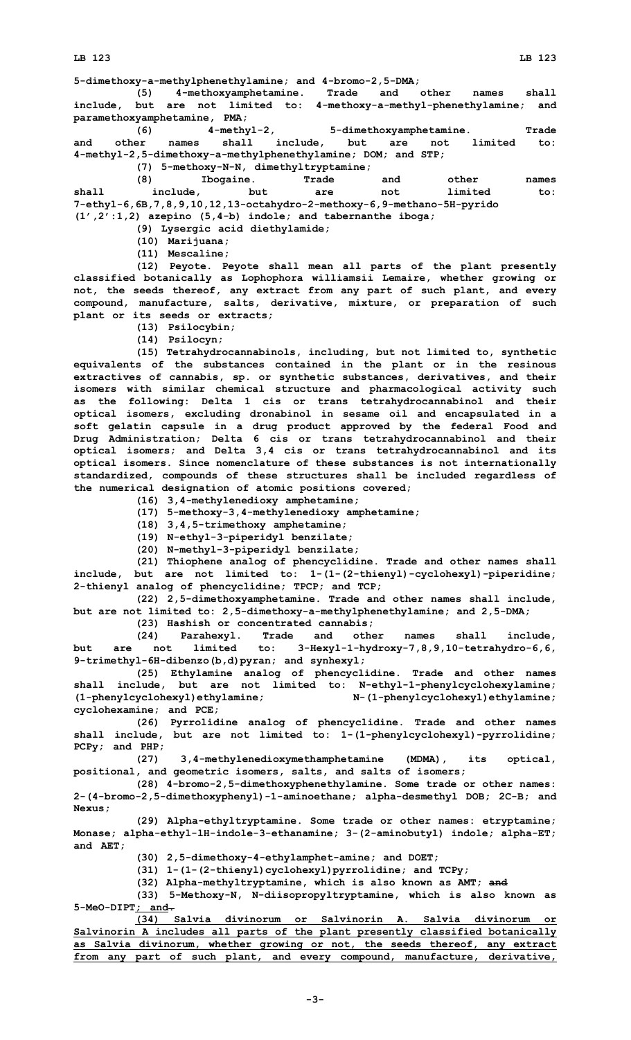5-dimethoxy-a-methylphenethylamine; and 4-bromo-2,5-DMA;

(5) 4-methoxyamphetamine. Trade and other names shall include, but are not limited to: 4-methoxy-a-methyl-phenethylamine; and paramethoxyamphetamine, PMA;

(6) 4-methyl-2, 5-dimethoxyamphetamine. Trade and other names shall include, but are not limited to: 4-methyl-2,5-dimethoxy-a-methylphenethylamine; DOM; and STP;

(7) 5-methoxy-N-N, dimethyltryptamine;

(8) Ibogaine. Trade and other names shall include, but are not limited to: 7-ethyl-6,6B,7,8,9,10,12,13-octahydro-2-methoxy-6,9-methano-5H-pyrido (1′,2′:1,2) azepino (5,4-b) indole; and tabernanthe iboga;

(9) Lysergic acid diethylamide;

(10) Marijuana;

(11) Mescaline;

(12) Peyote. Peyote shall mean all parts of the plant presently classified botanically as Lophophora williamsii Lemaire, whether growing or not, the seeds thereof, any extract from any part of such plant, and every compound, manufacture, salts, derivative, mixture, or preparation of such plant or its seeds or extracts;

(13) Psilocybin;

(14) Psilocyn;

(15) Tetrahydrocannabinols, including, but not limited to, synthetic equivalents of the substances contained in the plant or in the resinous extractives of cannabis, sp. or synthetic substances, derivatives, and their isomers with similar chemical structure and pharmacological activity such as the following: Delta 1 cis or trans tetrahydrocannabinol and their optical isomers, excluding dronabinol in sesame oil and encapsulated in a soft gelatin capsule in a drug product approved by the federal Food and Drug Administration; Delta 6 cis or trans tetrahydrocannabinol and their optical isomers; and Delta 3,4 cis or trans tetrahydrocannabinol and its optical isomers. Since nomenclature of these substances is not internationally standardized, compounds of these structures shall be included regardless of the numerical designation of atomic positions covered;

(16) 3,4-methylenedioxy amphetamine;

(17) 5-methoxy-3,4-methylenedioxy amphetamine;

(18) 3,4,5-trimethoxy amphetamine;

(19) N-ethyl-3-piperidyl benzilate;

(20) N-methyl-3-piperidyl benzilate;

(21) Thiophene analog of phencyclidine. Trade and other names shall include, but are not limited to: 1-(1-(2-thienyl)-cyclohexyl)-piperidine; 2-thienyl analog of phencyclidine; TPCP; and TCP;

(22) 2,5-dimethoxyamphetamine. Trade and other names shall include, but are not limited to: 2,5-dimethoxy-a-methylphenethylamine; and 2,5-DMA;

(23) Hashish or concentrated cannabis;

(24) Parahexyl. Trade and other names shall include, but are not limited to: 3-Hexyl-1-hydroxy-7,8,9,10-tetrahydro-6,6, 9-trimethyl-6H-dibenzo(b,d)pyran; and synhexyl;

(25) Ethylamine analog of phencyclidine. Trade and other names shall include, but are not limited to: N-ethyl-1-phenylcyclohexylamine; (1-phenylcyclohexyl)ethylamine; N-(1-phenylcyclohexyl)ethylamine; cyclohexamine; and PCE;

(26) Pyrrolidine analog of phencyclidine. Trade and other names shall include, but are not limited to: 1-(1-phenylcyclohexyl)-pyrrolidine; PCPy; and PHP;

(27) 3,4-methylenedioxymethamphetamine (MDMA), its optical, positional, and geometric isomers, salts, and salts of isomers;

(28) 4-bromo-2,5-dimethoxyphenethylamine. Some trade or other names: 2-(4-bromo-2,5-dimethoxyphenyl)-1-aminoethane; alpha-desmethyl DOB; 2C-B; and Nexus;

(29) Alpha-ethyltryptamine. Some trade or other names: etryptamine; Monase; alpha-ethyl-1H-indole-3-ethanamine; 3-(2-aminobutyl) indole; alpha-ET; and AET;

(30) 2,5-dimethoxy-4-ethylamphet-amine; and DOET;

(31) 1-(1-(2-thienyl)cyclohexyl)pyrrolidine; and TCPy;

(32) Alpha-methyltryptamine, which is also known as AMT; ~~and~~

(33) 5-Methoxy-N, N-diisopropyltryptamine, which is also known as 5-MeO-DIPT<u>; and</u>~~.~~

<u>(34) Salvia divinorum or Salvinorin A. Salvia divinorum or Salvinorin A includes all parts of the plant presently classified botanically as Salvia divinorum, whether growing or not, the seeds thereof, any extract from any part of such plant, and every compound, manufacture, derivative,</u>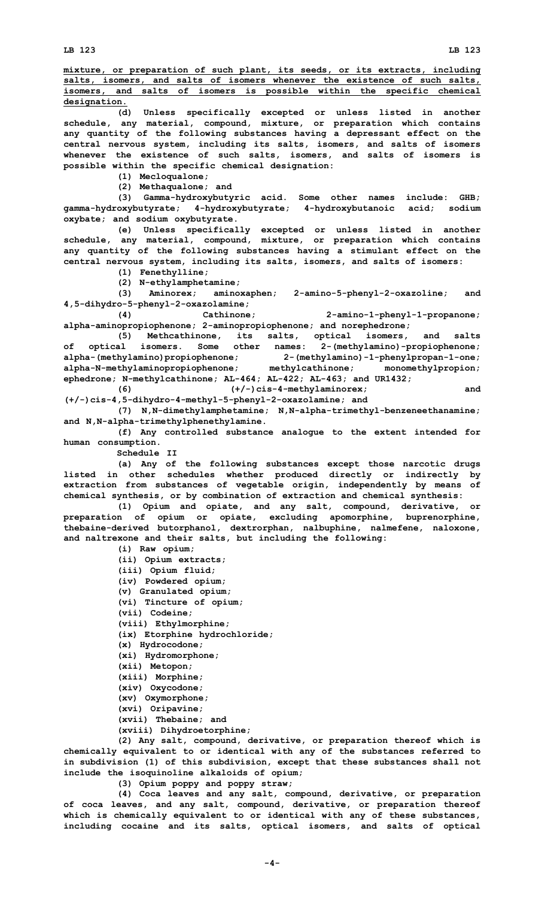mixture, or preparation of such plant, its seeds, or its extracts, including salts, isomers, and salts of isomers whenever the existence of such salts, isomers, and salts of isomers is possible within the specific chemical designation.

(d) Unless specifically excepted or unless listed in another schedule, any material, compound, mixture, or preparation which contains any quantity of the following substances having a depressant effect on the central nervous system, including its salts, isomers, and salts of isomers whenever the existence of such salts, isomers, and salts of isomers is possible within the specific chemical designation:

(1) Mecloqualone;

(2) Methaqualone; and

(3) Gamma-hydroxybutyric acid. Some other names include: GHB; gamma-hydroxybutyrate; 4-hydroxybutyrate; 4-hydroxybutanoic acid; sodium oxybate; and sodium oxybutyrate.

(e) Unless specifically excepted or unless listed in another schedule, any material, compound, mixture, or preparation which contains any quantity of the following substances having a stimulant effect on the central nervous system, including its salts, isomers, and salts of isomers:

(1) Fenethylline;

(2) N-ethylamphetamine;

(3) Aminorex; aminoxaphen; 2-amino-5-phenyl-2-oxazoline; and 4,5-dihydro-5-phenyl-2-oxazolamine;

(4) Cathinone; 2-amino-1-phenyl-1-propanone; alpha-aminopropiophenone; 2-aminopropiophenone; and norephedrone;

(5) Methcathinone, its salts, optical isomers, and salts of optical isomers. Some other names: 2-(methylamino)-propiophenone; alpha-(methylamino)propiophenone; 2-(methylamino)-1-phenylpropan-1-one; alpha-N-methylaminopropiophenone; methylcathinone; monomethylpropion; ephedrone; N-methylcathinone; AL-464; AL-422; AL-463; and UR1432;

(6) (+/-)cis-4-methylaminorex; and (+/-)cis-4,5-dihydro-4-methyl-5-phenyl-2-oxazolamine; and

(7) N,N-dimethylamphetamine; N,N-alpha-trimethyl-benzeneethanamine; and N,N-alpha-trimethylphenethylamine.

(f) Any controlled substance analogue to the extent intended for human consumption.

Schedule II

(a) Any of the following substances except those narcotic drugs listed in other schedules whether produced directly or indirectly by extraction from substances of vegetable origin, independently by means of chemical synthesis, or by combination of extraction and chemical synthesis:

(1) Opium and opiate, and any salt, compound, derivative, or preparation of opium or opiate, excluding apomorphine, buprenorphine, thebaine-derived butorphanol, dextrorphan, nalbuphine, nalmefene, naloxone, and naltrexone and their salts, but including the following:

(i) Raw opium;

(ii) Opium extracts;

(iii) Opium fluid;

(iv) Powdered opium;

(v) Granulated opium;

(vi) Tincture of opium;

(vii) Codeine;

(viii) Ethylmorphine;

(ix) Etorphine hydrochloride;

(x) Hydrocodone;

(xi) Hydromorphone;

(xii) Metopon;

(xiii) Morphine;

(xiv) Oxycodone;

(xv) Oxymorphone;

(xvi) Oripavine;

(xvii) Thebaine; and

(xviii) Dihydroetorphine;

(2) Any salt, compound, derivative, or preparation thereof which is chemically equivalent to or identical with any of the substances referred to in subdivision (1) of this subdivision, except that these substances shall not include the isoquinoline alkaloids of opium;

(3) Opium poppy and poppy straw;

(4) Coca leaves and any salt, compound, derivative, or preparation of coca leaves, and any salt, compound, derivative, or preparation thereof which is chemically equivalent to or identical with any of these substances, including cocaine and its salts, optical isomers, and salts of optical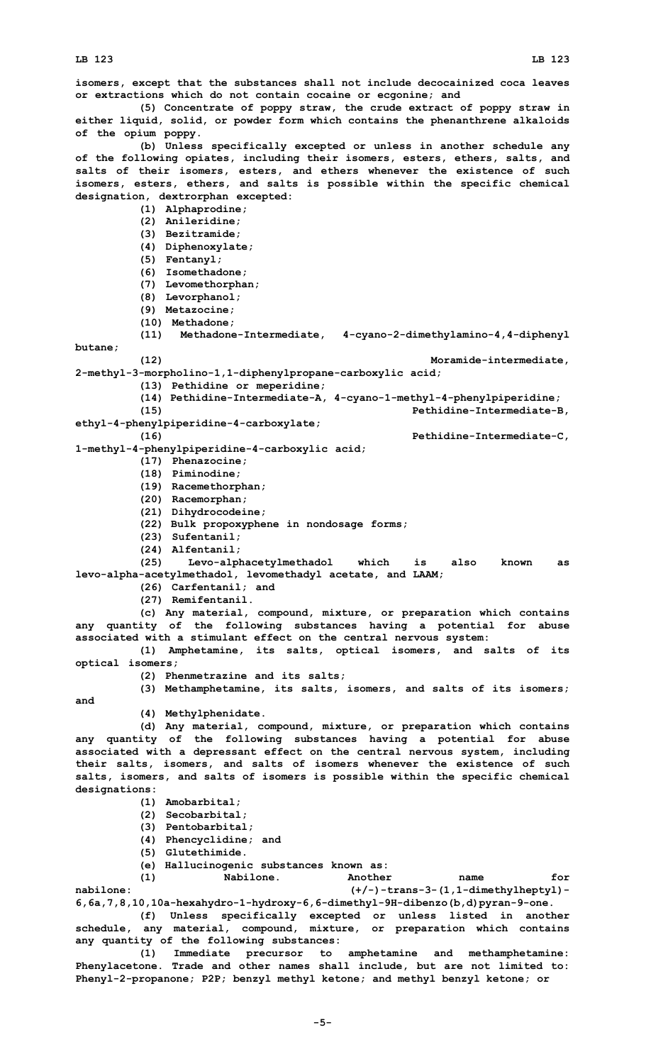isomers, except that the substances shall not include decocainized coca leaves or extractions which do not contain cocaine or ecgonine; and

(5) Concentrate of poppy straw, the crude extract of poppy straw in either liquid, solid, or powder form which contains the phenanthrene alkaloids of the opium poppy.

(b) Unless specifically excepted or unless in another schedule any of the following opiates, including their isomers, esters, ethers, salts, and salts of their isomers, esters, and ethers whenever the existence of such isomers, esters, ethers, and salts is possible within the specific chemical designation, dextrorphan excepted:

(1) Alphaprodine;

(2) Anileridine;

(3) Bezitramide;

(4) Diphenoxylate;

(5) Fentanyl;

(6) Isomethadone;

(7) Levomethorphan;

(8) Levorphanol;

(9) Metazocine;

(10) Methadone;

(11) Methadone-Intermediate, 4-cyano-2-dimethylamino-4,4-diphenyl butane;

(12) Moramide-intermediate, 2-methyl-3-morpholino-1,1-diphenylpropane-carboxylic acid;

(13) Pethidine or meperidine;

(14) Pethidine-Intermediate-A, 4-cyano-1-methyl-4-phenylpiperidine;

(15) Pethidine-Intermediate-B, ethyl-4-phenylpiperidine-4-carboxylate;

(16) Pethidine-Intermediate-C, 1-methyl-4-phenylpiperidine-4-carboxylic acid;

(17) Phenazocine;

(18) Piminodine;

(19) Racemethorphan;

(20) Racemorphan;

(21) Dihydrocodeine;

(22) Bulk propoxyphene in nondosage forms;

(23) Sufentanil;

(24) Alfentanil;

(25) Levo-alphacetylmethadol which is also known as levo-alpha-acetylmethadol, levomethadyl acetate, and LAAM;

(26) Carfentanil; and

(27) Remifentanil.

(c) Any material, compound, mixture, or preparation which contains any quantity of the following substances having a potential for abuse associated with a stimulant effect on the central nervous system:

(1) Amphetamine, its salts, optical isomers, and salts of its optical isomers;

(2) Phenmetrazine and its salts;

(3) Methamphetamine, its salts, isomers, and salts of its isomers; and

(4) Methylphenidate.

(d) Any material, compound, mixture, or preparation which contains any quantity of the following substances having a potential for abuse associated with a depressant effect on the central nervous system, including their salts, isomers, and salts of isomers whenever the existence of such salts, isomers, and salts of isomers is possible within the specific chemical designations:

(1) Amobarbital;

(2) Secobarbital;

(3) Pentobarbital;

(4) Phencyclidine; and

(5) Glutethimide.

(e) Hallucinogenic substances known as:

(1) Nabilone. Another name for nabilone: (+/-)-trans-3-(1,1-dimethylheptyl)-6,6a,7,8,10,10a-hexahydro-1-hydroxy-6,6-dimethyl-9H-dibenzo(b,d)pyran-9-one.

(f) Unless specifically excepted or unless listed in another schedule, any material, compound, mixture, or preparation which contains any quantity of the following substances:

(1) Immediate precursor to amphetamine and methamphetamine: Phenylacetone. Trade and other names shall include, but are not limited to: Phenyl-2-propanone; P2P; benzyl methyl ketone; and methyl benzyl ketone; or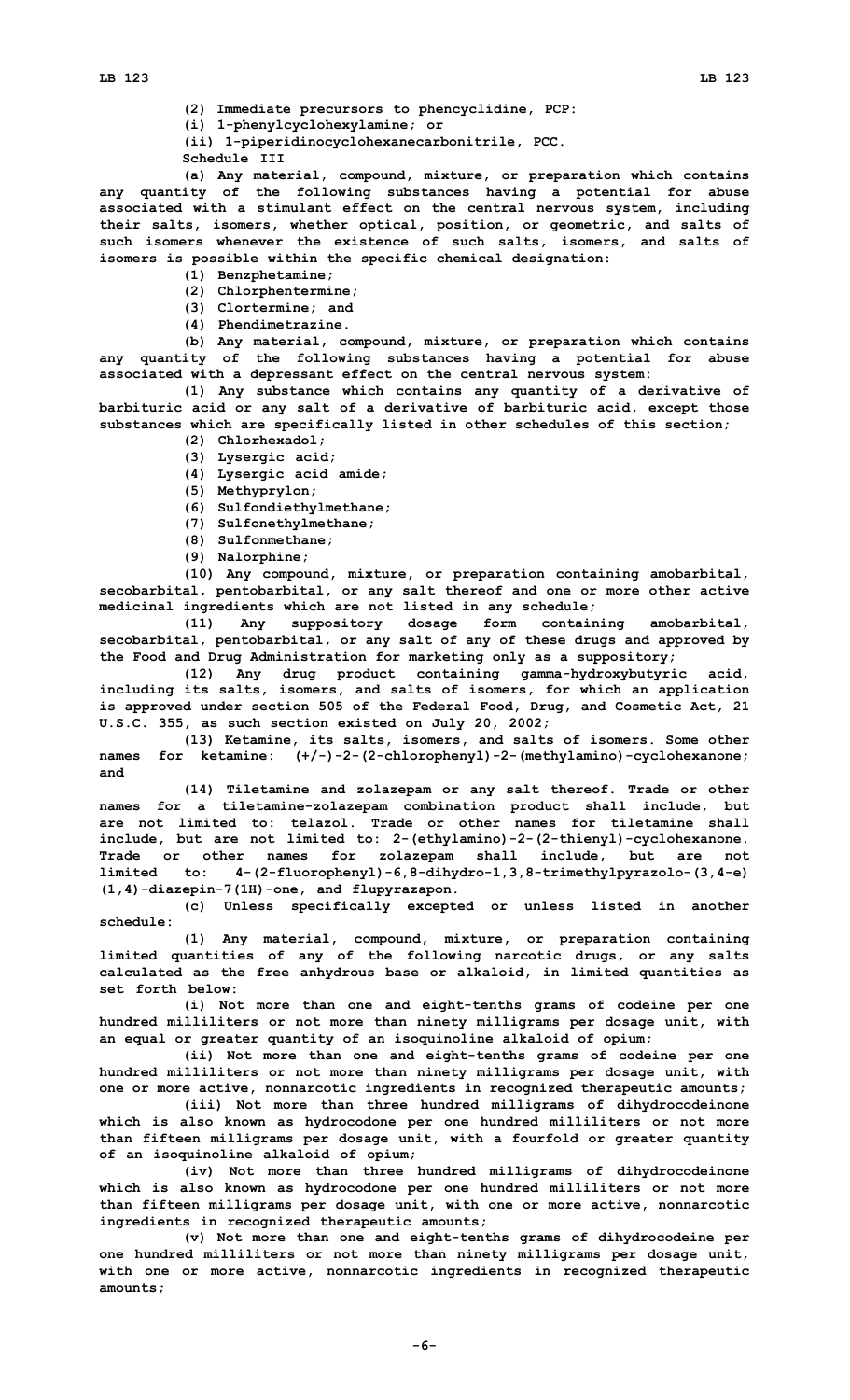(2) Immediate precursors to phencyclidine, PCP:

(i) 1-phenylcyclohexylamine; or

(ii) 1-piperidinocyclohexanecarbonitrile, PCC.

Schedule III

(a) Any material, compound, mixture, or preparation which contains any quantity of the following substances having a potential for abuse associated with a stimulant effect on the central nervous system, including their salts, isomers, whether optical, position, or geometric, and salts of such isomers whenever the existence of such salts, isomers, and salts of isomers is possible within the specific chemical designation:

(1) Benzphetamine;

(2) Chlorphentermine;

(3) Clortermine; and

(4) Phendimetrazine.

(b) Any material, compound, mixture, or preparation which contains any quantity of the following substances having a potential for abuse associated with a depressant effect on the central nervous system:

(1) Any substance which contains any quantity of a derivative of barbituric acid or any salt of a derivative of barbituric acid, except those substances which are specifically listed in other schedules of this section;

(2) Chlorhexadol;

(3) Lysergic acid;

(4) Lysergic acid amide;

(5) Methyprylon;

(6) Sulfondiethylmethane;

(7) Sulfonethylmethane;

(8) Sulfonmethane;

(9) Nalorphine;

(10) Any compound, mixture, or preparation containing amobarbital, secobarbital, pentobarbital, or any salt thereof and one or more other active medicinal ingredients which are not listed in any schedule;

(11) Any suppository dosage form containing amobarbital, secobarbital, pentobarbital, or any salt of any of these drugs and approved by the Food and Drug Administration for marketing only as a suppository;

(12) Any drug product containing gamma-hydroxybutyric acid, including its salts, isomers, and salts of isomers, for which an application is approved under section 505 of the Federal Food, Drug, and Cosmetic Act, 21 U.S.C. 355, as such section existed on July 20, 2002;

(13) Ketamine, its salts, isomers, and salts of isomers. Some other names for ketamine: (+/-)-2-(2-chlorophenyl)-2-(methylamino)-cyclohexanone; and

(14) Tiletamine and zolazepam or any salt thereof. Trade or other names for a tiletamine-zolazepam combination product shall include, but are not limited to: telazol. Trade or other names for tiletamine shall include, but are not limited to: 2-(ethylamino)-2-(2-thienyl)-cyclohexanone. Trade or other names for zolazepam shall include, but are not limited to: 4-(2-fluorophenyl)-6,8-dihydro-1,3,8-trimethylpyrazolo-(3,4-e)(1,4)-diazepin-7(1H)-one, and flupyrazapon.

(c) Unless specifically excepted or unless listed in another schedule:

(1) Any material, compound, mixture, or preparation containing limited quantities of any of the following narcotic drugs, or any salts calculated as the free anhydrous base or alkaloid, in limited quantities as set forth below:

(i) Not more than one and eight-tenths grams of codeine per one hundred milliliters or not more than ninety milligrams per dosage unit, with an equal or greater quantity of an isoquinoline alkaloid of opium;

(ii) Not more than one and eight-tenths grams of codeine per one hundred milliliters or not more than ninety milligrams per dosage unit, with one or more active, nonnarcotic ingredients in recognized therapeutic amounts;

(iii) Not more than three hundred milligrams of dihydrocodeinone which is also known as hydrocodone per one hundred milliliters or not more than fifteen milligrams per dosage unit, with a fourfold or greater quantity of an isoquinoline alkaloid of opium;

(iv) Not more than three hundred milligrams of dihydrocodeinone which is also known as hydrocodone per one hundred milliliters or not more than fifteen milligrams per dosage unit, with one or more active, nonnarcotic ingredients in recognized therapeutic amounts;

(v) Not more than one and eight-tenths grams of dihydrocodeine per one hundred milliliters or not more than ninety milligrams per dosage unit, with one or more active, nonnarcotic ingredients in recognized therapeutic amounts;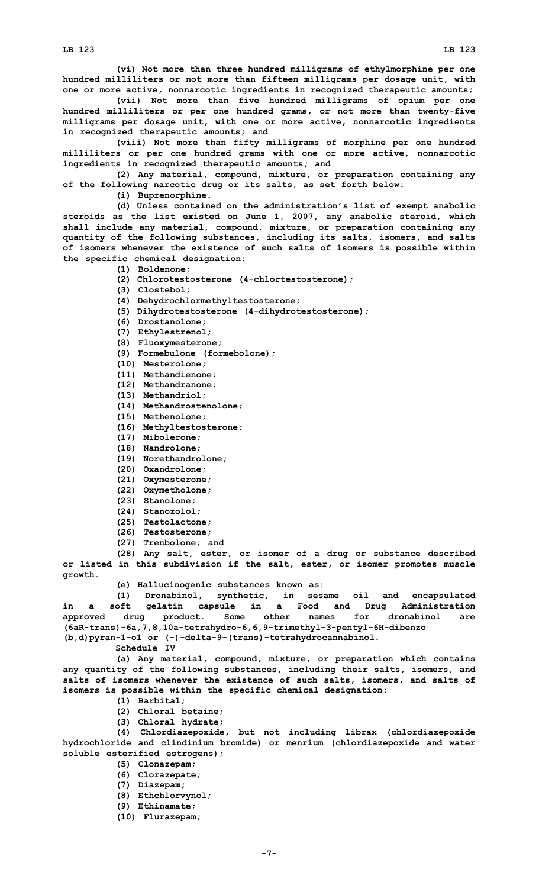(vi) Not more than three hundred milligrams of ethylmorphine per one hundred milliliters or not more than fifteen milligrams per dosage unit, with one or more active, nonnarcotic ingredients in recognized therapeutic amounts;

(vii) Not more than five hundred milligrams of opium per one hundred milliliters or per one hundred grams, or not more than twenty-five milligrams per dosage unit, with one or more active, nonnarcotic ingredients in recognized therapeutic amounts; and

(viii) Not more than fifty milligrams of morphine per one hundred milliliters or per one hundred grams with one or more active, nonnarcotic ingredients in recognized therapeutic amounts; and

(2) Any material, compound, mixture, or preparation containing any of the following narcotic drug or its salts, as set forth below:

(i) Buprenorphine.

(d) Unless contained on the administration's list of exempt anabolic steroids as the list existed on June 1, 2007, any anabolic steroid, which shall include any material, compound, mixture, or preparation containing any quantity of the following substances, including its salts, isomers, and salts of isomers whenever the existence of such salts of isomers is possible within the specific chemical designation:

(1) Boldenone;

(2) Chlorotestosterone (4-chlortestosterone);

(3) Clostebol;

(4) Dehydrochlormethyltestosterone;

(5) Dihydrotestosterone (4-dihydrotestosterone);

(6) Drostanolone;

(7) Ethylestrenol;

(8) Fluoxymesterone;

(9) Formebulone (formebolone);

(10) Mesterolone;

(11) Methandienone;

(12) Methandranone;

(13) Methandriol;

(14) Methandrostenolone;

(15) Methenolone;

(16) Methyltestosterone;

(17) Mibolerone;

(18) Nandrolone;

(19) Norethandrolone;

(20) Oxandrolone;

(21) Oxymesterone;

(22) Oxymetholone;

(23) Stanolone;

(24) Stanozolol;

(25) Testolactone;

(26) Testosterone;

(27) Trenbolone; and

(28) Any salt, ester, or isomer of a drug or substance described or listed in this subdivision if the salt, ester, or isomer promotes muscle growth.

(e) Hallucinogenic substances known as:

(1) Dronabinol, synthetic, in sesame oil and encapsulated in a soft gelatin capsule in a Food and Drug Administration approved drug product. Some other names for dronabinol are (6aR-trans)-6a,7,8,10a-tetrahydro-6,6,9-trimethyl-3-pentyl-6H-dibenzo (b,d)pyran-1-o1 or (-)-delta-9-(trans)-tetrahydrocannabinol.

Schedule IV

(a) Any material, compound, mixture, or preparation which contains any quantity of the following substances, including their salts, isomers, and salts of isomers whenever the existence of such salts, isomers, and salts of isomers is possible within the specific chemical designation:

(1) Barbital;

(2) Chloral betaine;

(3) Chloral hydrate;

(4) Chlordiazepoxide, but not including librax (chlordiazepoxide hydrochloride and clindinium bromide) or menrium (chlordiazepoxide and water soluble esterified estrogens);

(5) Clonazepam;

(6) Clorazepate;

(7) Diazepam;

(8) Ethchlorvynol;

(9) Ethinamate;

(10) Flurazepam;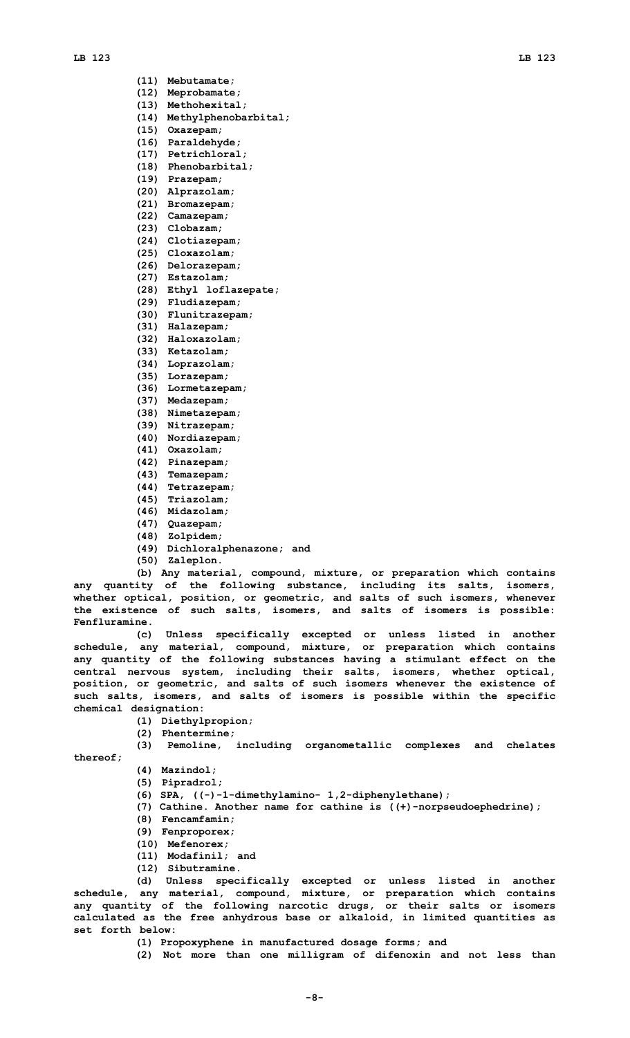(11) Mebutamate;

(12) Meprobamate;

(13) Methohexital;

(14) Methylphenobarbital;

(15) Oxazepam;

(16) Paraldehyde;

(17) Petrichloral;

(18) Phenobarbital;

(19) Prazepam;

(20) Alprazolam;

(21) Bromazepam;

(22) Camazepam;

(23) Clobazam;

(24) Clotiazepam;

(25) Cloxazolam;

(26) Delorazepam;

(27) Estazolam;

(28) Ethyl loflazepate;

(29) Fludiazepam;

(30) Flunitrazepam;

(31) Halazepam;

(32) Haloxazolam;

(33) Ketazolam;

(34) Loprazolam;

(35) Lorazepam;

(36) Lormetazepam;

(37) Medazepam;

(38) Nimetazepam;

(39) Nitrazepam;

(40) Nordiazepam;

(41) Oxazolam;

(42) Pinazepam;

(43) Temazepam;

(44) Tetrazepam;

(45) Triazolam;

(46) Midazolam;

(47) Quazepam;

(48) Zolpidem;

(49) Dichloralphenazone; and

(50) Zaleplon.

(b) Any material, compound, mixture, or preparation which contains any quantity of the following substance, including its salts, isomers, whether optical, position, or geometric, and salts of such isomers, whenever the existence of such salts, isomers, and salts of isomers is possible: Fenfluramine.

(c) Unless specifically excepted or unless listed in another schedule, any material, compound, mixture, or preparation which contains any quantity of the following substances having a stimulant effect on the central nervous system, including their salts, isomers, whether optical, position, or geometric, and salts of such isomers whenever the existence of such salts, isomers, and salts of isomers is possible within the specific chemical designation:

(1) Diethylpropion;

(2) Phentermine;

(3) Pemoline, including organometallic complexes and chelates thereof;

(4) Mazindol;

(5) Pipradrol;

(6) SPA, ((-)-1-dimethylamino- 1,2-diphenylethane);

(7) Cathine. Another name for cathine is ((+)-norpseudoephedrine);

(8) Fencamfamin;

(9) Fenproporex;

(10) Mefenorex;

(11) Modafinil; and

(12) Sibutramine.

(d) Unless specifically excepted or unless listed in another schedule, any material, compound, mixture, or preparation which contains any quantity of the following narcotic drugs, or their salts or isomers calculated as the free anhydrous base or alkaloid, in limited quantities as set forth below:

(1) Propoxyphene in manufactured dosage forms; and

(2) Not more than one milligram of difenoxin and not less than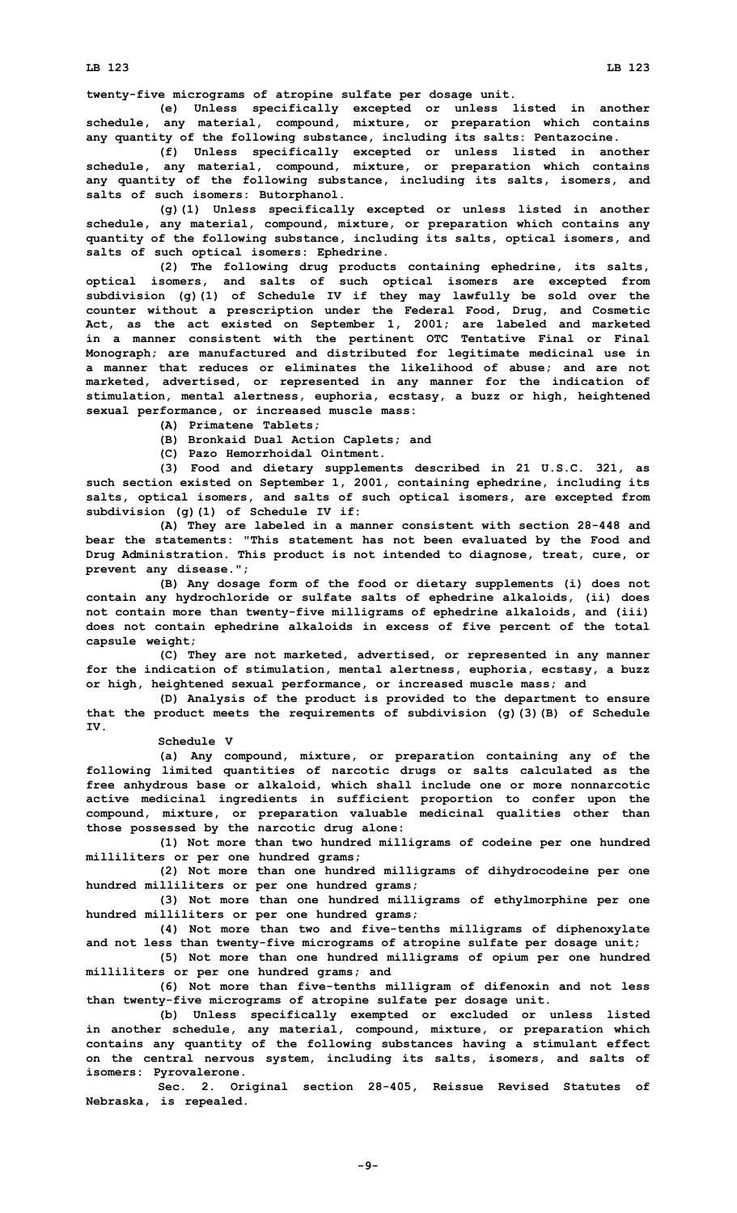twenty-five micrograms of atropine sulfate per dosage unit.

(e) Unless specifically excepted or unless listed in another schedule, any material, compound, mixture, or preparation which contains any quantity of the following substance, including its salts: Pentazocine.

(f) Unless specifically excepted or unless listed in another schedule, any material, compound, mixture, or preparation which contains any quantity of the following substance, including its salts, isomers, and salts of such isomers: Butorphanol.

(g)(1) Unless specifically excepted or unless listed in another schedule, any material, compound, mixture, or preparation which contains any quantity of the following substance, including its salts, optical isomers, and salts of such optical isomers: Ephedrine.

(2) The following drug products containing ephedrine, its salts, optical isomers, and salts of such optical isomers are excepted from subdivision (g)(1) of Schedule IV if they may lawfully be sold over the counter without a prescription under the Federal Food, Drug, and Cosmetic Act, as the act existed on September 1, 2001; are labeled and marketed in a manner consistent with the pertinent OTC Tentative Final or Final Monograph; are manufactured and distributed for legitimate medicinal use in a manner that reduces or eliminates the likelihood of abuse; and are not marketed, advertised, or represented in any manner for the indication of stimulation, mental alertness, euphoria, ecstasy, a buzz or high, heightened sexual performance, or increased muscle mass:

(A) Primatene Tablets;

(B) Bronkaid Dual Action Caplets; and

(C) Pazo Hemorrhoidal Ointment.

(3) Food and dietary supplements described in 21 U.S.C. 321, as such section existed on September 1, 2001, containing ephedrine, including its salts, optical isomers, and salts of such optical isomers, are excepted from subdivision (g)(1) of Schedule IV if:

(A) They are labeled in a manner consistent with section 28-448 and bear the statements: "This statement has not been evaluated by the Food and Drug Administration. This product is not intended to diagnose, treat, cure, or prevent any disease.";

(B) Any dosage form of the food or dietary supplements (i) does not contain any hydrochloride or sulfate salts of ephedrine alkaloids, (ii) does not contain more than twenty-five milligrams of ephedrine alkaloids, and (iii) does not contain ephedrine alkaloids in excess of five percent of the total capsule weight;

(C) They are not marketed, advertised, or represented in any manner for the indication of stimulation, mental alertness, euphoria, ecstasy, a buzz or high, heightened sexual performance, or increased muscle mass; and

(D) Analysis of the product is provided to the department to ensure that the product meets the requirements of subdivision (g)(3)(B) of Schedule IV.

Schedule V

(a) Any compound, mixture, or preparation containing any of the following limited quantities of narcotic drugs or salts calculated as the free anhydrous base or alkaloid, which shall include one or more nonnarcotic active medicinal ingredients in sufficient proportion to confer upon the compound, mixture, or preparation valuable medicinal qualities other than those possessed by the narcotic drug alone:

(1) Not more than two hundred milligrams of codeine per one hundred milliliters or per one hundred grams;

(2) Not more than one hundred milligrams of dihydrocodeine per one hundred milliliters or per one hundred grams;

(3) Not more than one hundred milligrams of ethylmorphine per one hundred milliliters or per one hundred grams;

(4) Not more than two and five-tenths milligrams of diphenoxylate and not less than twenty-five micrograms of atropine sulfate per dosage unit;

(5) Not more than one hundred milligrams of opium per one hundred milliliters or per one hundred grams; and

(6) Not more than five-tenths milligram of difenoxin and not less than twenty-five micrograms of atropine sulfate per dosage unit.

(b) Unless specifically exempted or excluded or unless listed in another schedule, any material, compound, mixture, or preparation which contains any quantity of the following substances having a stimulant effect on the central nervous system, including its salts, isomers, and salts of isomers: Pyrovalerone.

Sec. 2. Original section 28-405, Reissue Revised Statutes of Nebraska, is repealed.